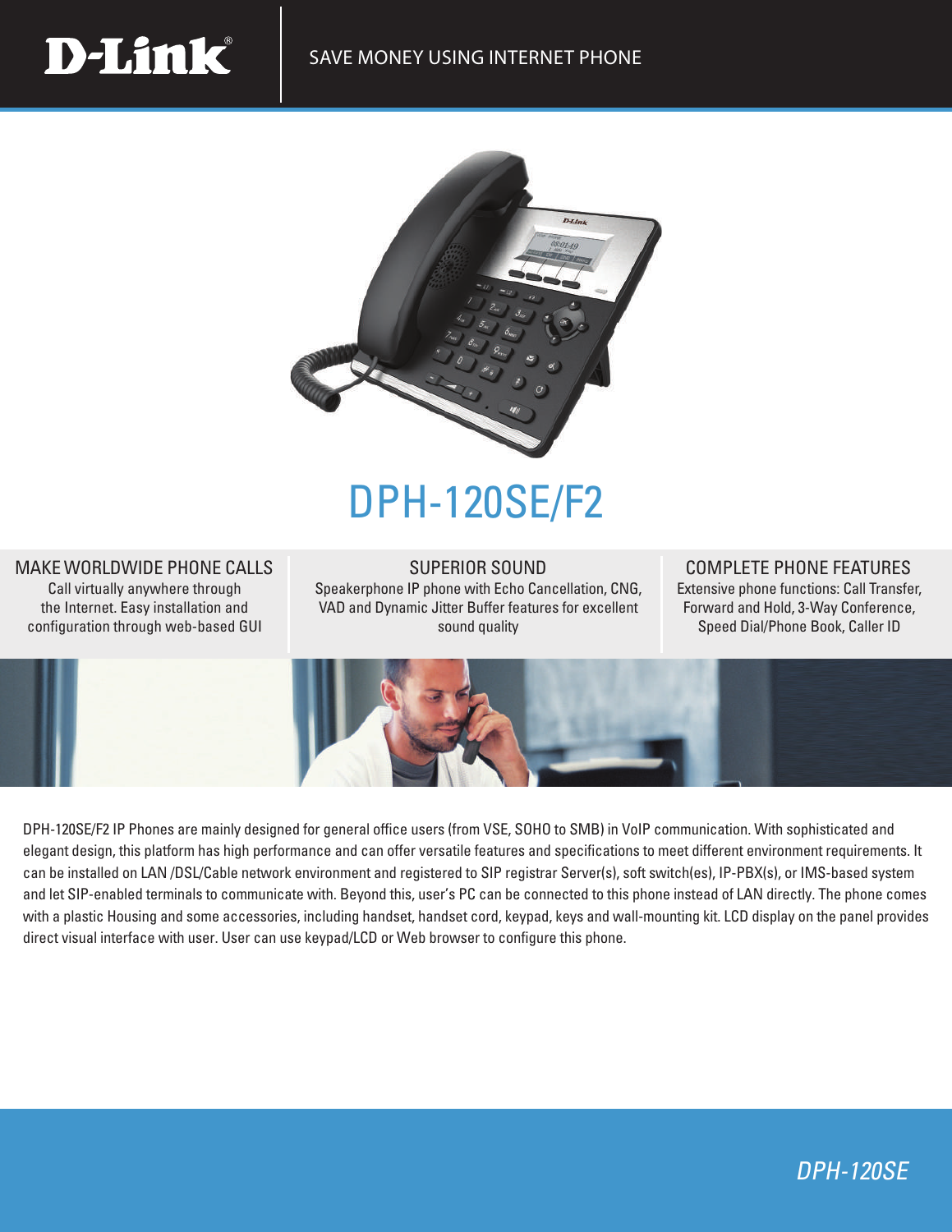SAVE MONEY USING INTERNET PHONE

# DPH-120SE/F2

### MAKE WORLDWIDE PHONE CALLS

Call virtually anywhere through the Internet. Easy installation and configuration through web-based GUI

### SUPERIOR SOUND

Speakerphone IP phone with Echo Cancellation, CNG, VAD and Dynamic Jitter Buffer features for excellent sound quality

### COMPLETE PHONE FEATURES

Extensive phone functions: Call Transfer, Forward and Hold, 3-Way Conference, Speed Dial/Phone Book, Caller ID

DPH-120SE/F2 IP Phones are mainly designed for general office users (from VSE, SOHO to SMB) in VoIP communication. With sophisticated and elegant design, this platform has high performance and can offer versatile features and specifications to meet different environment requirements. It can be installed on LAN /DSL/Cable network environment and registered to SIP registrar Server(s), soft switch(es), IP-PBX(s), or IMS-based system and let SIP-enabled terminals to communicate with. Beyond this, user's PC can be connected to this phone instead of LAN directly. The phone comes with a plastic Housing and some accessories, including handset, handset cord, keypad, keys and wall-mounting kit. LCD display on the panel provides direct visual interface with user. User can use keypad/LCD or Web browser to configure this phone.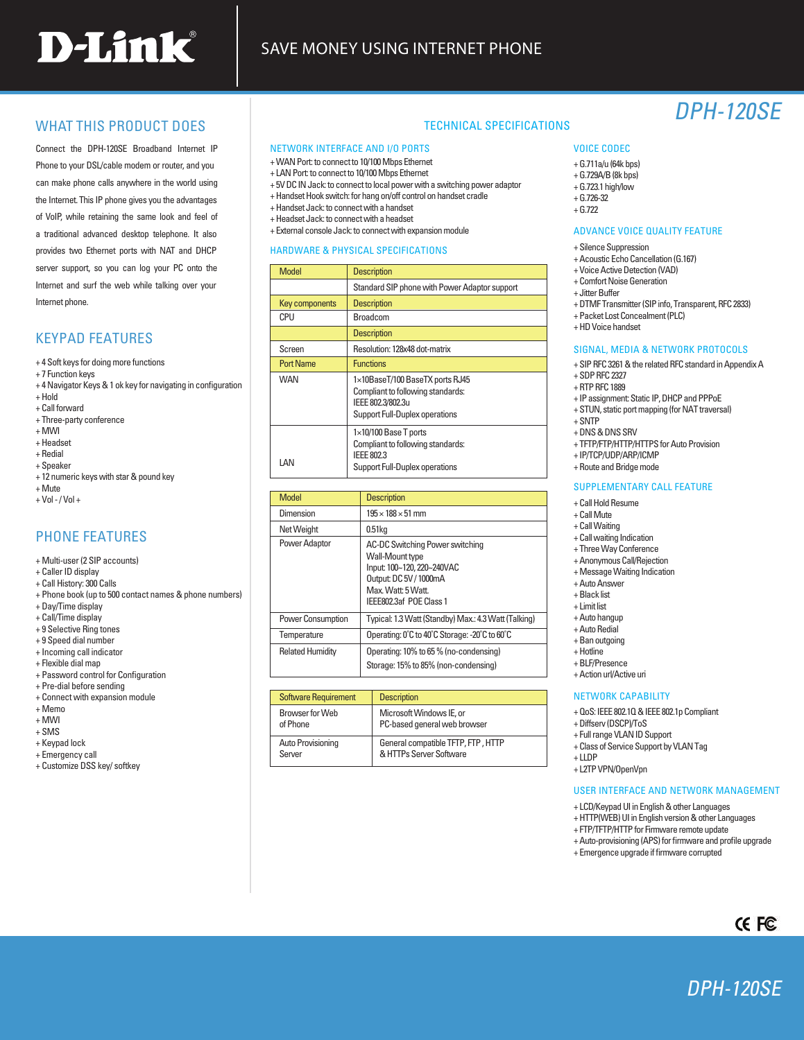# D-Link

SAVE MONEY USING INTERNET PHONE

# DPH-120SE

## WHAT THIS PRODUCT DOES

Connect the DPH-120SE Broadband Internet IP Phone to your DSL/cable modem or router, and you can make phone calls anywhere in the world using the Internet. This IP phone gives you the advantages of VoIP, while retaining the same look and feel of a traditional advanced desktop telephone. It also provides two Ethernet ports with NAT and DHCP server support, so you can log your PC onto the Internet and surf the web while talking over your Internet phone.

## KEYPAD FEATURES

+ 4 Soft keys for doing more functions
+ 7 Function keys
+ 4 Navigator Keys & 1 ok key for navigating in configuration
+ Hold
+ Call forward
+ Three-party conference
+ MWI
+ Headset
+ Redial
+ Speaker
+ 12 numeric keys with star & pound key
+ Mute
+ Vol - / Vol +

## PHONE FEATURES

+ Multi-user (2 SIP accounts)
+ Caller ID display
+ Call History: 300 Calls
+ Phone book (up to 500 contact names & phone numbers)
+ Day/Time display
+ Call/Time display
+ 9 Selective Ring tones
+ 9 Speed dial number
+ Incoming call indicator
+ Flexible dial map
+ Password control for Configuration
+ Pre-dial before sending
+ Connect with expansion module
+ Memo
+ MWI
+ SMS
+ Keypad lock
+ Emergency call
+ Customize DSS key/ softkey

## TECHNICAL SPECIFICATIONS

### NETWORK INTERFACE AND I/O PORTS

+ WAN Port: to connect to 10/100 Mbps Ethernet
+ LAN Port: to connect to 10/100 Mbps Ethernet
+ 5V DC IN Jack: to connect to local power with a switching power adaptor
+ Handset Hook switch: for hang on/off control on handset cradle
+ Handset Jack: to connect with a handset
+ Headset Jack: to connect with a headset
+ External console Jack: to connect with expansion module

### HARDWARE & PHYSICAL SPECIFICATIONS

| Model | Description |
|---|---|
| | Standard SIP phone with Power Adaptor support |
| Key components | Description |
| CPU | Broadcom |
| | Description |
| Screen | Resolution: 128x48 dot-matrix |
| Port Name | Functions |
| WAN | 1×10BaseT/100 BaseTX ports RJ45<br>Compliant to following standards:<br>IEEE 802.3/802.3u<br>Support Full-Duplex operations |
| LAN | 1×10/100 Base T ports<br>Compliant to following standards:<br>IEEE 802.3<br>Support Full-Duplex operations |

| Model | Description |
|---|---|
| Dimension | 195 × 188 × 51 mm |
| Net Weight | 0.51kg |
| Power Adaptor | AC-DC Switching Power switching<br>Wall-Mount type<br>Input: 100~120, 220~240VAC<br>Output: DC 5V / 1000mA<br>Max. Watt: 5 Watt.<br>IEEE802.3af POE Class 1 |
| Power Consumption | Typical: 1.3 Watt (Standby) Max.: 4.3 Watt (Talking) |
| Temperature | Operating: 0˚C to 40˚C Storage: -20˚C to 60˚C |
| Related Humidity | Operating: 10% to 65 % (no-condensing)<br>Storage: 15% to 85% (non-condensing) |

| Software Requirement | Description |
|---|---|
| Browser for Web of Phone | Microsoft Windows IE, or PC-based general web browser |
| Auto Provisioning Server | General compatible TFTP, FTP , HTTP & HTTPs Server Software |

### VOICE CODEC

+ G.711a/u (64k bps)
+ G.729A/B (8k bps)
+ G.723.1 high/low
+ G.726-32
+ G.722

### ADVANCE VOICE QUALITY FEATURE

+ Silence Suppression
+ Acoustic Echo Cancellation (G.167)
+ Voice Active Detection (VAD)
+ Comfort Noise Generation
+ Jitter Buffer
+ DTMF Transmitter (SIP info, Transparent, RFC 2833)
+ Packet Lost Concealment (PLC)
+ HD Voice handset

### SIGNAL, MEDIA & NETWORK PROTOCOLS

+ SIP RFC 3261 & the related RFC standard in Appendix A
+ SDP RFC 2327
+ RTP RFC 1889
+ IP assignment: Static IP, DHCP and PPPoE
+ STUN, static port mapping (for NAT traversal)
+ SNTP
+ DNS & DNS SRV
+ TFTP/FTP/HTTP/HTTPS for Auto Provision
+ IP/TCP/UDP/ARP/ICMP
+ Route and Bridge mode

### SUPPLEMENTARY CALL FEATURE

+ Call Hold Resume
+ Call Mute
+ Call Waiting
+ Call waiting Indication
+ Three Way Conference
+ Anonymous Call/Rejection
+ Message Waiting Indication
+ Auto Answer
+ Black list
+ Limit list
+ Auto hangup
+ Auto Redial
+ Ban outgoing
+ Hotline
+ BLF/Presence
+ Action url/Active uri

### NETWORK CAPABILITY

+ QoS: IEEE 802.1Q & IEEE 802.1p Compliant
+ Diffserv (DSCP)/ToS
+ Full range VLAN ID Support
+ Class of Service Support by VLAN Tag
+ LLDP
+ L2TP VPN/OpenVpn

### USER INTERFACE AND NETWORK MANAGEMENT

+ LCD/Keypad UI in English & other Languages
+ HTTP(WEB) UI in English version & other Languages
+ FTP/TFTP/HTTP for Firmware remote update
+ Auto-provisioning (APS) for firmware and profile upgrade
+ Emergence upgrade if firmware corrupted

CE FC

DPH-120SE